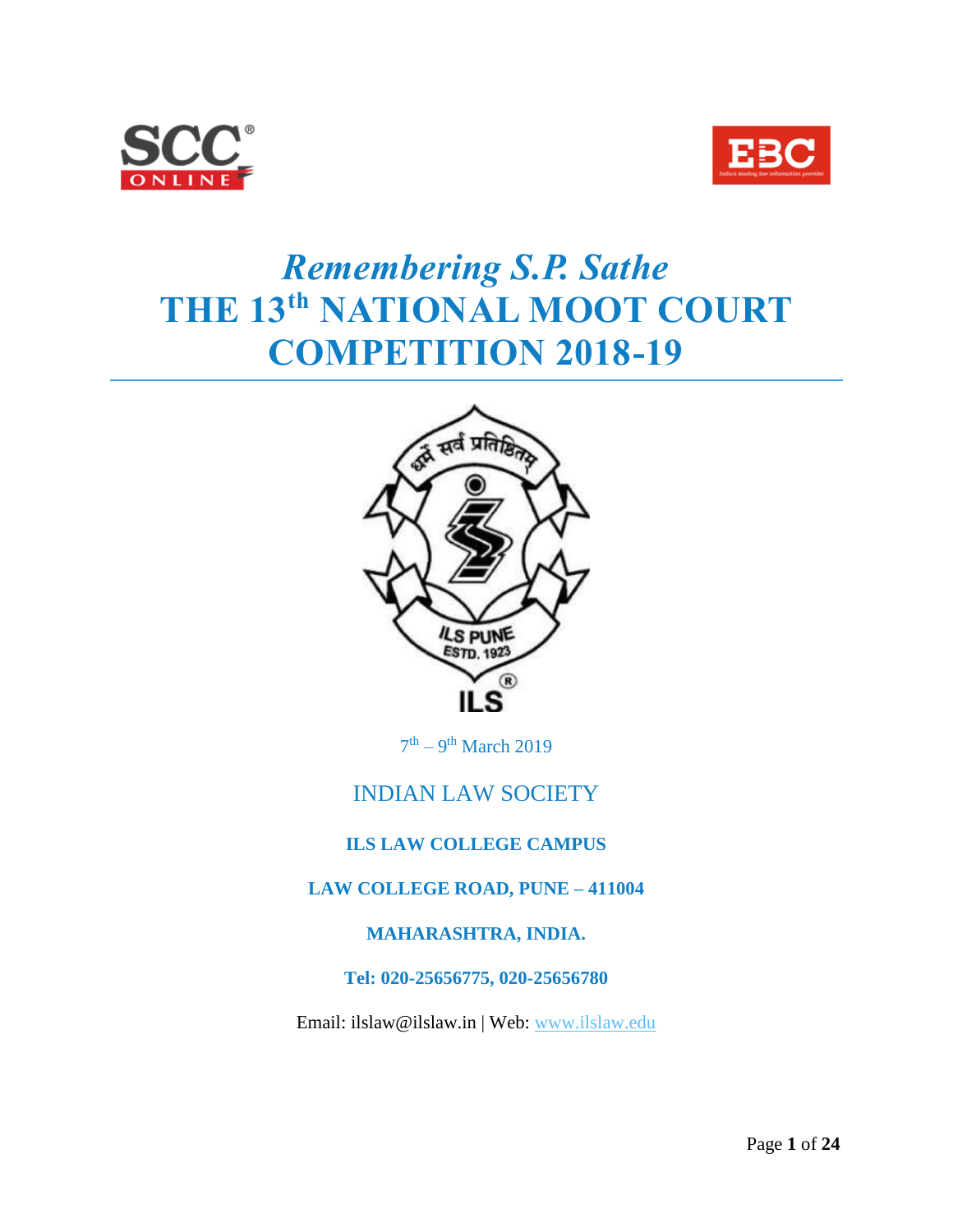# *Remembering S.P. Sathe*

# THE 13th NATIONAL MOOT COURT COMPETITION 2018-19

7th – 9th March 2019

INDIAN LAW SOCIETY

**ILS LAW COLLEGE CAMPUS**

**LAW COLLEGE ROAD, PUNE – 411004**

**MAHARASHTRA, INDIA.**

**Tel: 020-25656775, 020-25656780**

Email: ilslaw@ilslaw.in | Web: www.ilslaw.edu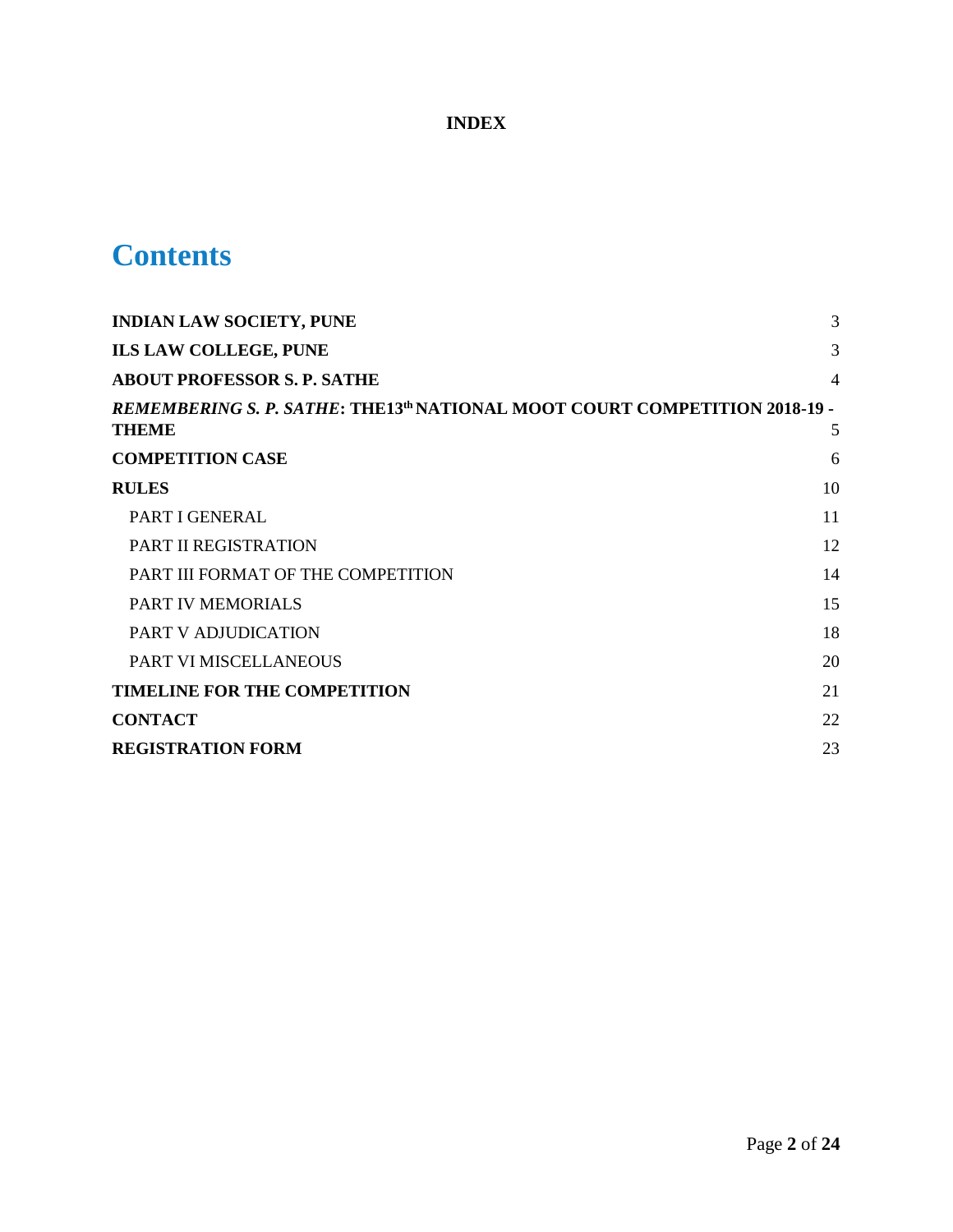**INDEX**

# Contents

| | |
|---|---|
| **INDIAN LAW SOCIETY, PUNE** | 3 |
| **ILS LAW COLLEGE, PUNE** | 3 |
| **ABOUT PROFESSOR S. P. SATHE** | 4 |
| ***REMEMBERING S. P. SATHE*: THE13th NATIONAL MOOT COURT COMPETITION 2018-19 - THEME** | 5 |
| **COMPETITION CASE** | 6 |
| **RULES** | 10 |
| PART I GENERAL | 11 |
| PART II REGISTRATION | 12 |
| PART III FORMAT OF THE COMPETITION | 14 |
| PART IV MEMORIALS | 15 |
| PART V ADJUDICATION | 18 |
| PART VI MISCELLANEOUS | 20 |
| **TIMELINE FOR THE COMPETITION** | 21 |
| **CONTACT** | 22 |
| **REGISTRATION FORM** | 23 |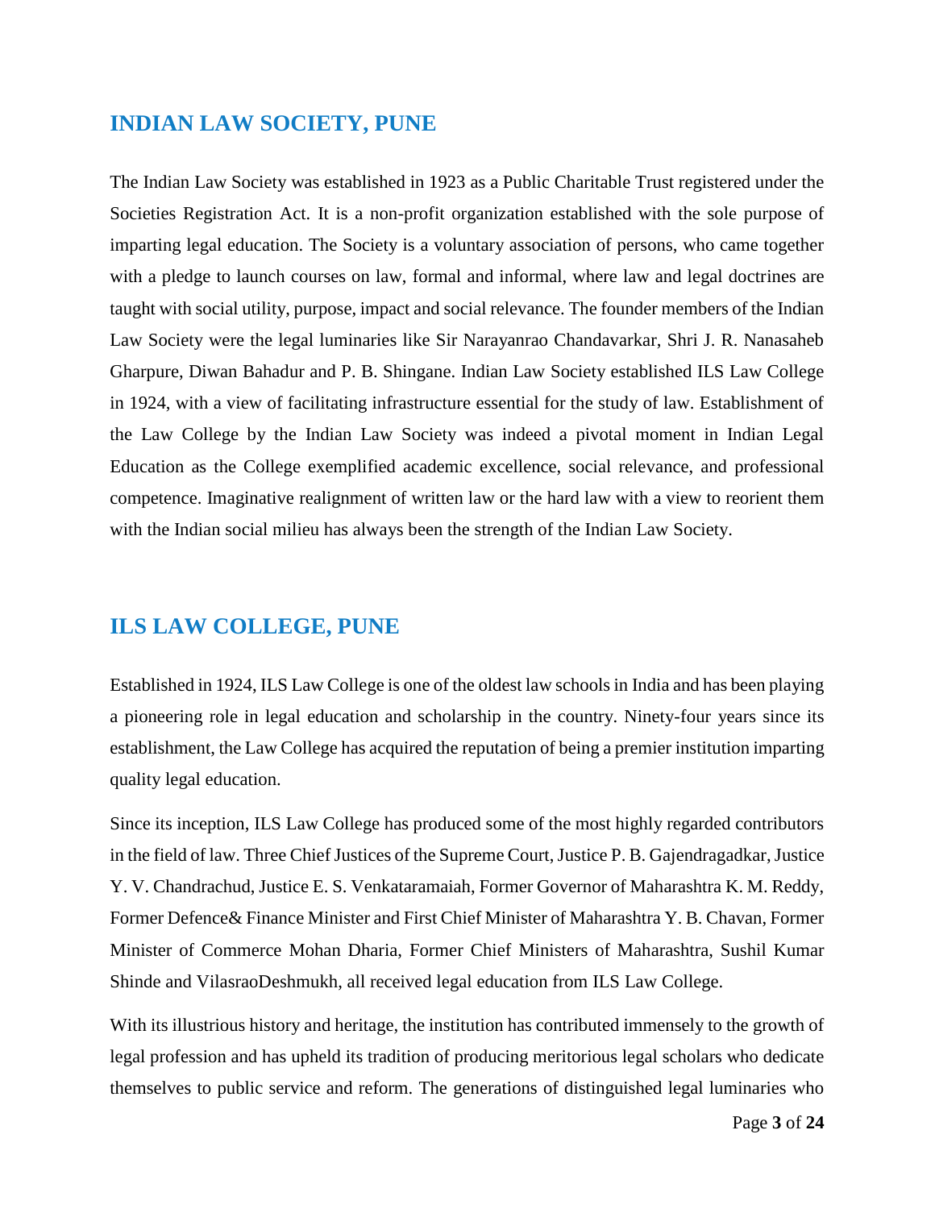## INDIAN LAW SOCIETY, PUNE

The Indian Law Society was established in 1923 as a Public Charitable Trust registered under the Societies Registration Act. It is a non-profit organization established with the sole purpose of imparting legal education. The Society is a voluntary association of persons, who came together with a pledge to launch courses on law, formal and informal, where law and legal doctrines are taught with social utility, purpose, impact and social relevance. The founder members of the Indian Law Society were the legal luminaries like Sir Narayanrao Chandavarkar, Shri J. R. Nanasaheb Gharpure, Diwan Bahadur and P. B. Shingane. Indian Law Society established ILS Law College in 1924, with a view of facilitating infrastructure essential for the study of law. Establishment of the Law College by the Indian Law Society was indeed a pivotal moment in Indian Legal Education as the College exemplified academic excellence, social relevance, and professional competence. Imaginative realignment of written law or the hard law with a view to reorient them with the Indian social milieu has always been the strength of the Indian Law Society.

## ILS LAW COLLEGE, PUNE

Established in 1924, ILS Law College is one of the oldest law schools in India and has been playing a pioneering role in legal education and scholarship in the country. Ninety-four years since its establishment, the Law College has acquired the reputation of being a premier institution imparting quality legal education.

Since its inception, ILS Law College has produced some of the most highly regarded contributors in the field of law. Three Chief Justices of the Supreme Court, Justice P. B. Gajendragadkar, Justice Y. V. Chandrachud, Justice E. S. Venkataramaiah, Former Governor of Maharashtra K. M. Reddy, Former Defence& Finance Minister and First Chief Minister of Maharashtra Y. B. Chavan, Former Minister of Commerce Mohan Dharia, Former Chief Ministers of Maharashtra, Sushil Kumar Shinde and VilasraoDeshmukh, all received legal education from ILS Law College.

With its illustrious history and heritage, the institution has contributed immensely to the growth of legal profession and has upheld its tradition of producing meritorious legal scholars who dedicate themselves to public service and reform. The generations of distinguished legal luminaries who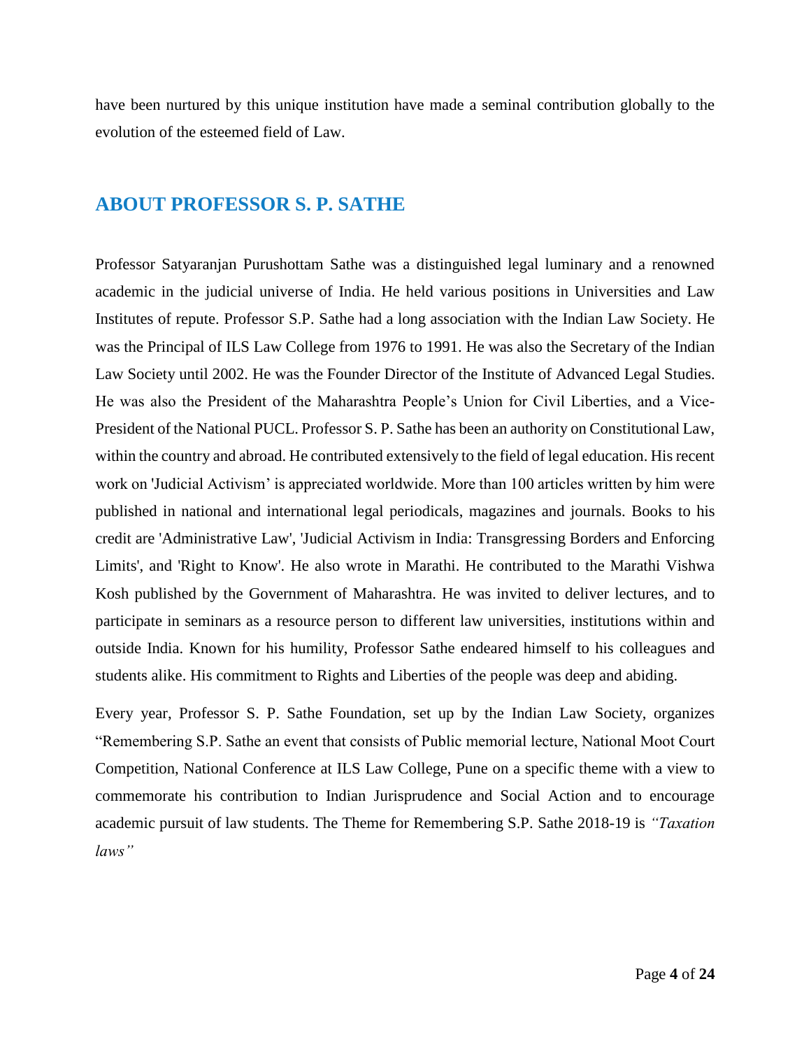have been nurtured by this unique institution have made a seminal contribution globally to the evolution of the esteemed field of Law.

## ABOUT PROFESSOR S. P. SATHE

Professor Satyaranjan Purushottam Sathe was a distinguished legal luminary and a renowned academic in the judicial universe of India. He held various positions in Universities and Law Institutes of repute. Professor S.P. Sathe had a long association with the Indian Law Society. He was the Principal of ILS Law College from 1976 to 1991. He was also the Secretary of the Indian Law Society until 2002. He was the Founder Director of the Institute of Advanced Legal Studies. He was also the President of the Maharashtra People's Union for Civil Liberties, and a Vice-President of the National PUCL. Professor S. P. Sathe has been an authority on Constitutional Law, within the country and abroad. He contributed extensively to the field of legal education. His recent work on 'Judicial Activism' is appreciated worldwide. More than 100 articles written by him were published in national and international legal periodicals, magazines and journals. Books to his credit are 'Administrative Law', 'Judicial Activism in India: Transgressing Borders and Enforcing Limits', and 'Right to Know'. He also wrote in Marathi. He contributed to the Marathi Vishwa Kosh published by the Government of Maharashtra. He was invited to deliver lectures, and to participate in seminars as a resource person to different law universities, institutions within and outside India. Known for his humility, Professor Sathe endeared himself to his colleagues and students alike. His commitment to Rights and Liberties of the people was deep and abiding.

Every year, Professor S. P. Sathe Foundation, set up by the Indian Law Society, organizes "Remembering S.P. Sathe an event that consists of Public memorial lecture, National Moot Court Competition, National Conference at ILS Law College, Pune on a specific theme with a view to commemorate his contribution to Indian Jurisprudence and Social Action and to encourage academic pursuit of law students. The Theme for Remembering S.P. Sathe 2018-19 is *"Taxation laws"*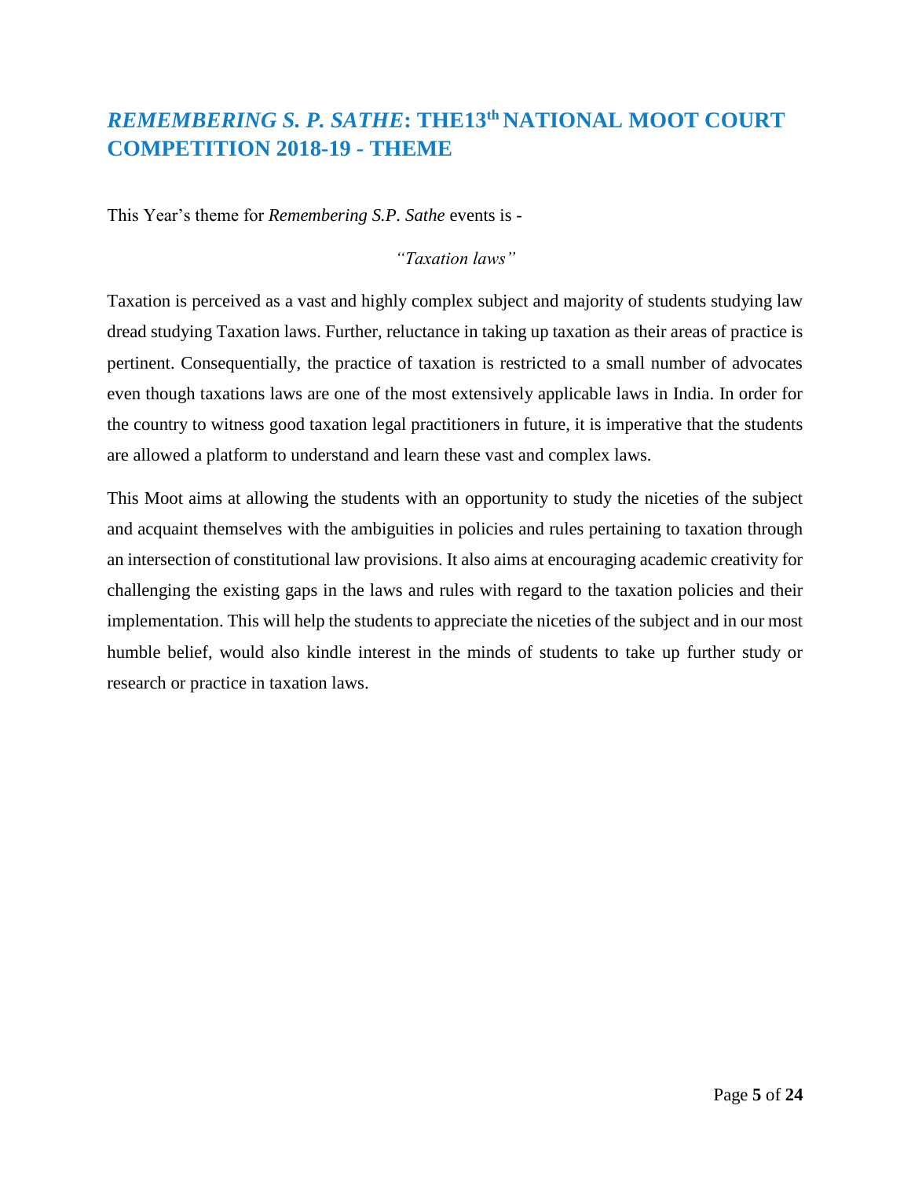## *REMEMBERING S. P. SATHE*: THE13th NATIONAL MOOT COURT COMPETITION 2018-19 - THEME

This Year's theme for *Remembering S.P. Sathe* events is -

*"Taxation laws"*

Taxation is perceived as a vast and highly complex subject and majority of students studying law dread studying Taxation laws. Further, reluctance in taking up taxation as their areas of practice is pertinent. Consequentially, the practice of taxation is restricted to a small number of advocates even though taxations laws are one of the most extensively applicable laws in India. In order for the country to witness good taxation legal practitioners in future, it is imperative that the students are allowed a platform to understand and learn these vast and complex laws.

This Moot aims at allowing the students with an opportunity to study the niceties of the subject and acquaint themselves with the ambiguities in policies and rules pertaining to taxation through an intersection of constitutional law provisions. It also aims at encouraging academic creativity for challenging the existing gaps in the laws and rules with regard to the taxation policies and their implementation. This will help the students to appreciate the niceties of the subject and in our most humble belief, would also kindle interest in the minds of students to take up further study or research or practice in taxation laws.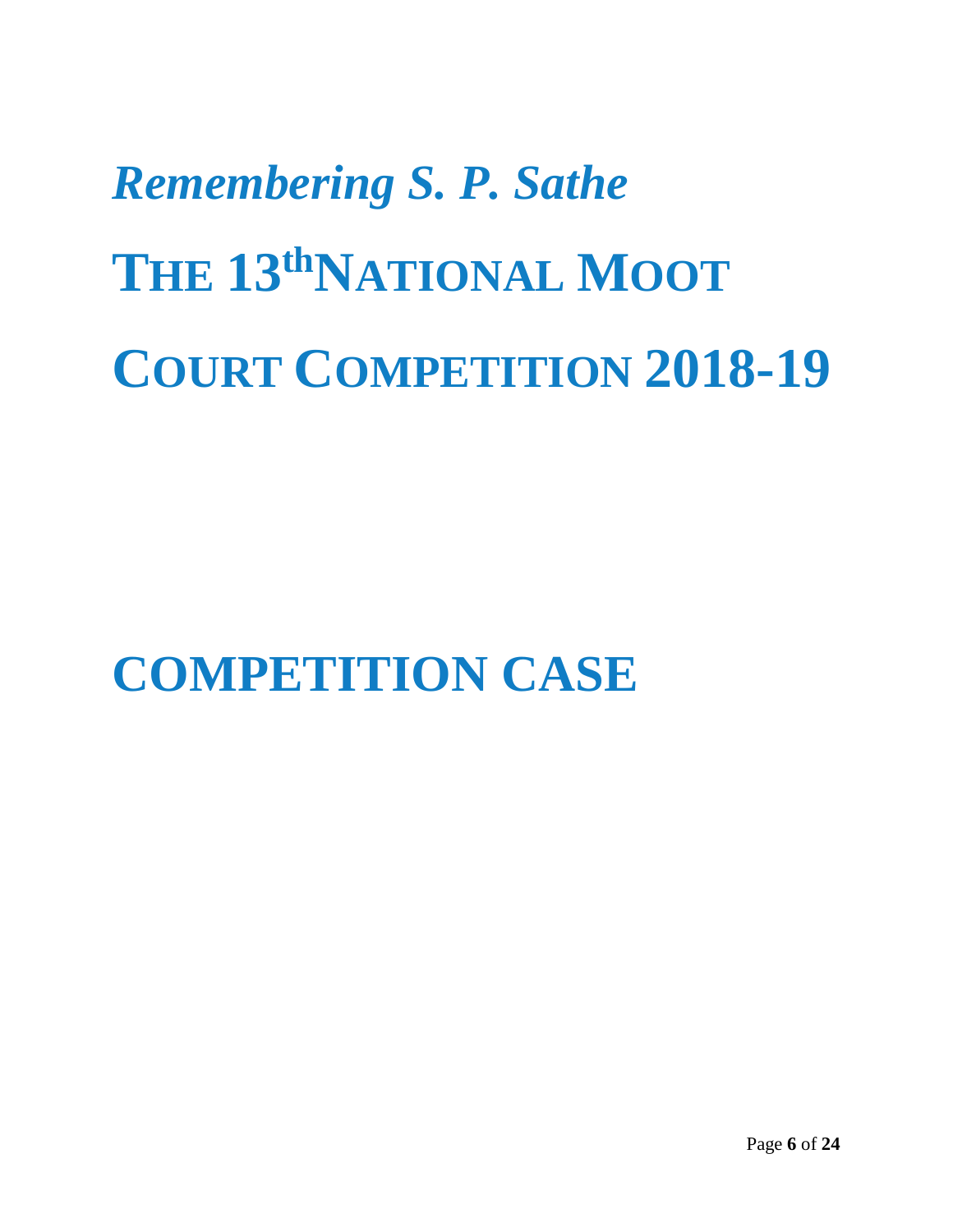*Remembering S. P. Sathe*

# THE 13th NATIONAL MOOT COURT COMPETITION 2018-19

# COMPETITION CASE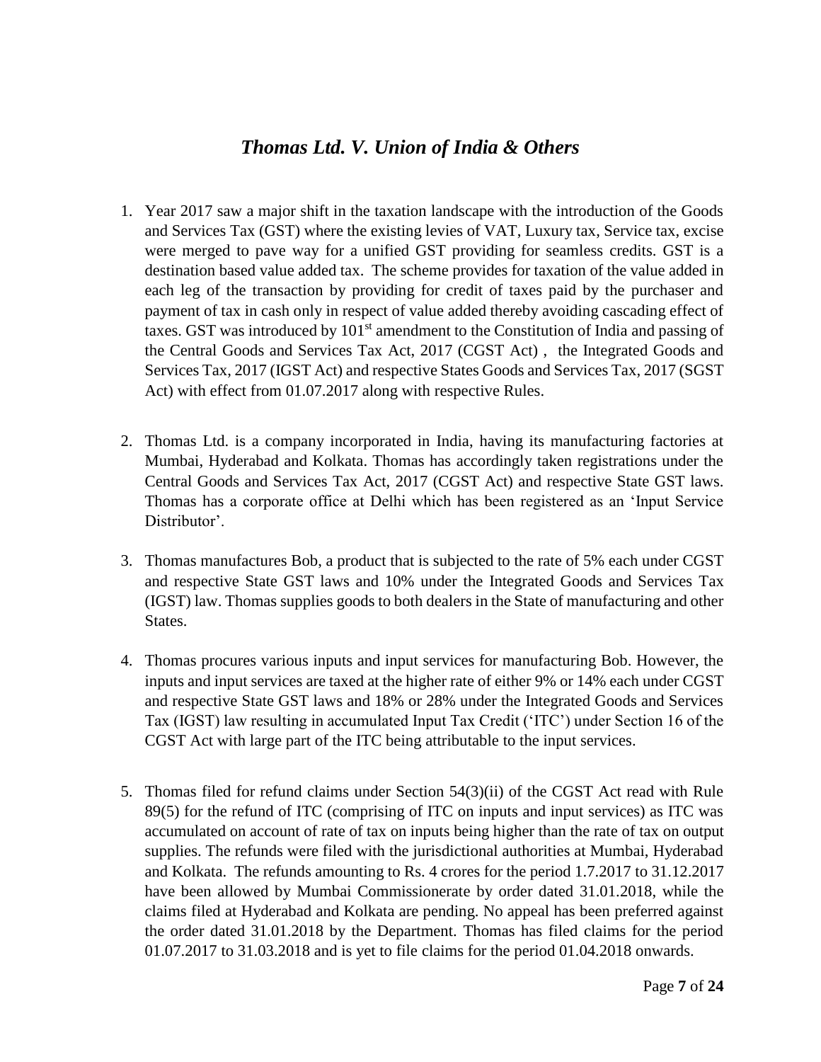# *Thomas Ltd. V. Union of India & Others*

1. Year 2017 saw a major shift in the taxation landscape with the introduction of the Goods and Services Tax (GST) where the existing levies of VAT, Luxury tax, Service tax, excise were merged to pave way for a unified GST providing for seamless credits. GST is a destination based value added tax. The scheme provides for taxation of the value added in each leg of the transaction by providing for credit of taxes paid by the purchaser and payment of tax in cash only in respect of value added thereby avoiding cascading effect of taxes. GST was introduced by 101st amendment to the Constitution of India and passing of the Central Goods and Services Tax Act, 2017 (CGST Act) , the Integrated Goods and Services Tax, 2017 (IGST Act) and respective States Goods and Services Tax, 2017 (SGST Act) with effect from 01.07.2017 along with respective Rules.

2. Thomas Ltd. is a company incorporated in India, having its manufacturing factories at Mumbai, Hyderabad and Kolkata. Thomas has accordingly taken registrations under the Central Goods and Services Tax Act, 2017 (CGST Act) and respective State GST laws. Thomas has a corporate office at Delhi which has been registered as an 'Input Service Distributor'.

3. Thomas manufactures Bob, a product that is subjected to the rate of 5% each under CGST and respective State GST laws and 10% under the Integrated Goods and Services Tax (IGST) law. Thomas supplies goods to both dealers in the State of manufacturing and other States.

4. Thomas procures various inputs and input services for manufacturing Bob. However, the inputs and input services are taxed at the higher rate of either 9% or 14% each under CGST and respective State GST laws and 18% or 28% under the Integrated Goods and Services Tax (IGST) law resulting in accumulated Input Tax Credit ('ITC') under Section 16 of the CGST Act with large part of the ITC being attributable to the input services.

5. Thomas filed for refund claims under Section 54(3)(ii) of the CGST Act read with Rule 89(5) for the refund of ITC (comprising of ITC on inputs and input services) as ITC was accumulated on account of rate of tax on inputs being higher than the rate of tax on output supplies. The refunds were filed with the jurisdictional authorities at Mumbai, Hyderabad and Kolkata. The refunds amounting to Rs. 4 crores for the period 1.7.2017 to 31.12.2017 have been allowed by Mumbai Commissionerate by order dated 31.01.2018, while the claims filed at Hyderabad and Kolkata are pending. No appeal has been preferred against the order dated 31.01.2018 by the Department. Thomas has filed claims for the period 01.07.2017 to 31.03.2018 and is yet to file claims for the period 01.04.2018 onwards.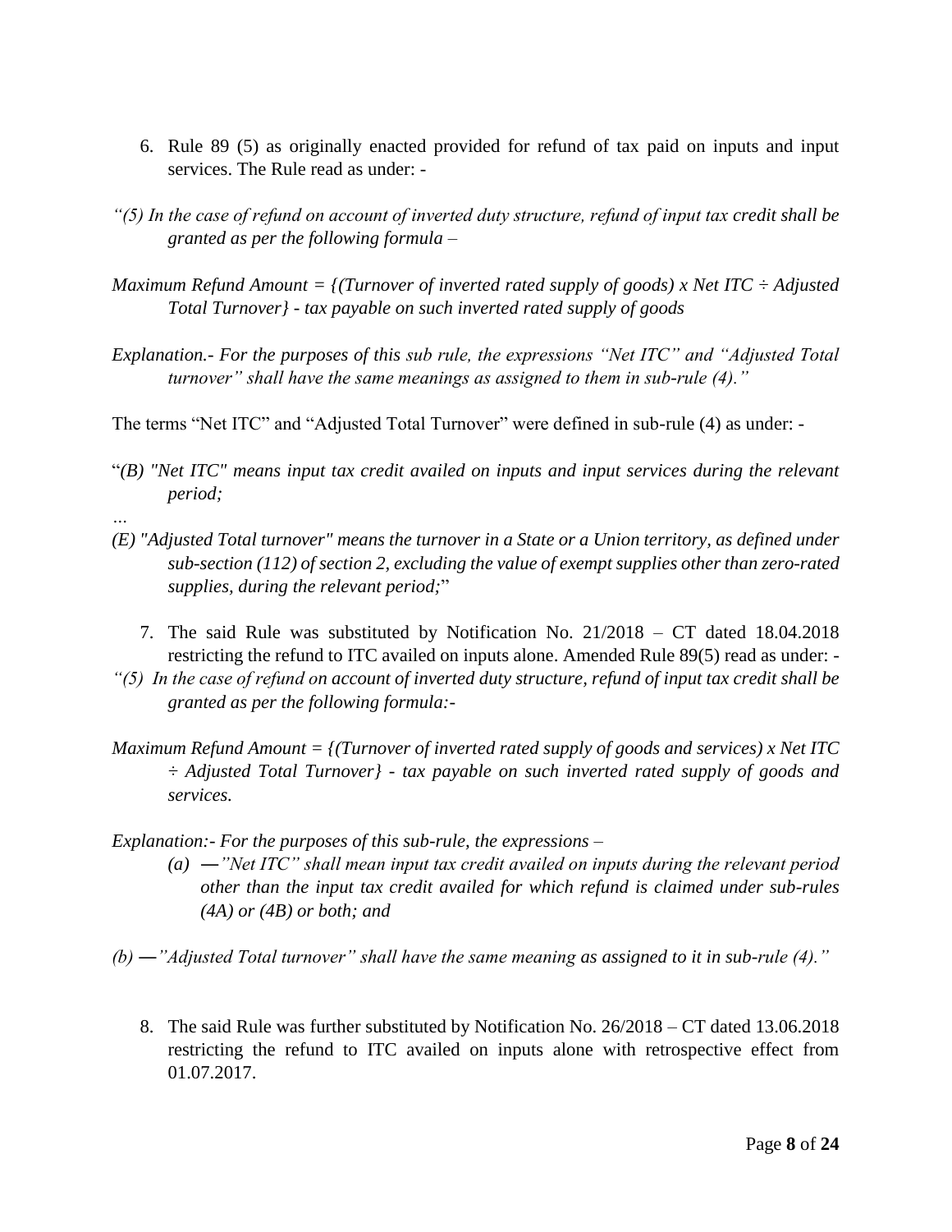6. Rule 89 (5) as originally enacted provided for refund of tax paid on inputs and input services. The Rule read as under: -

*"(5) In the case of refund on account of inverted duty structure, refund of input tax credit shall be granted as per the following formula –*

*Maximum Refund Amount = {(Turnover of inverted rated supply of goods) x Net ITC ÷ Adjusted Total Turnover} - tax payable on such inverted rated supply of goods*

*Explanation.- For the purposes of this sub rule, the expressions "Net ITC" and "Adjusted Total turnover" shall have the same meanings as assigned to them in sub-rule (4)."*

The terms "Net ITC" and "Adjusted Total Turnover" were defined in sub-rule (4) as under: -

"*(B) "Net ITC" means input tax credit availed on inputs and input services during the relevant period;*

*…*

*(E) "Adjusted Total turnover" means the turnover in a State or a Union territory, as defined under sub-section (112) of section 2, excluding the value of exempt supplies other than zero-rated supplies, during the relevant period;*"

7. The said Rule was substituted by Notification No. 21/2018 – CT dated 18.04.2018 restricting the refund to ITC availed on inputs alone. Amended Rule 89(5) read as under: -

*"(5) In the case of refund on account of inverted duty structure, refund of input tax credit shall be granted as per the following formula:-*

*Maximum Refund Amount = {(Turnover of inverted rated supply of goods and services) x Net ITC ÷ Adjusted Total Turnover} - tax payable on such inverted rated supply of goods and services.*

*Explanation:- For the purposes of this sub-rule, the expressions –*

*(a) —"Net ITC" shall mean input tax credit availed on inputs during the relevant period other than the input tax credit availed for which refund is claimed under sub-rules (4A) or (4B) or both; and*

*(b) —"Adjusted Total turnover" shall have the same meaning as assigned to it in sub-rule (4)."*

8. The said Rule was further substituted by Notification No. 26/2018 – CT dated 13.06.2018 restricting the refund to ITC availed on inputs alone with retrospective effect from 01.07.2017.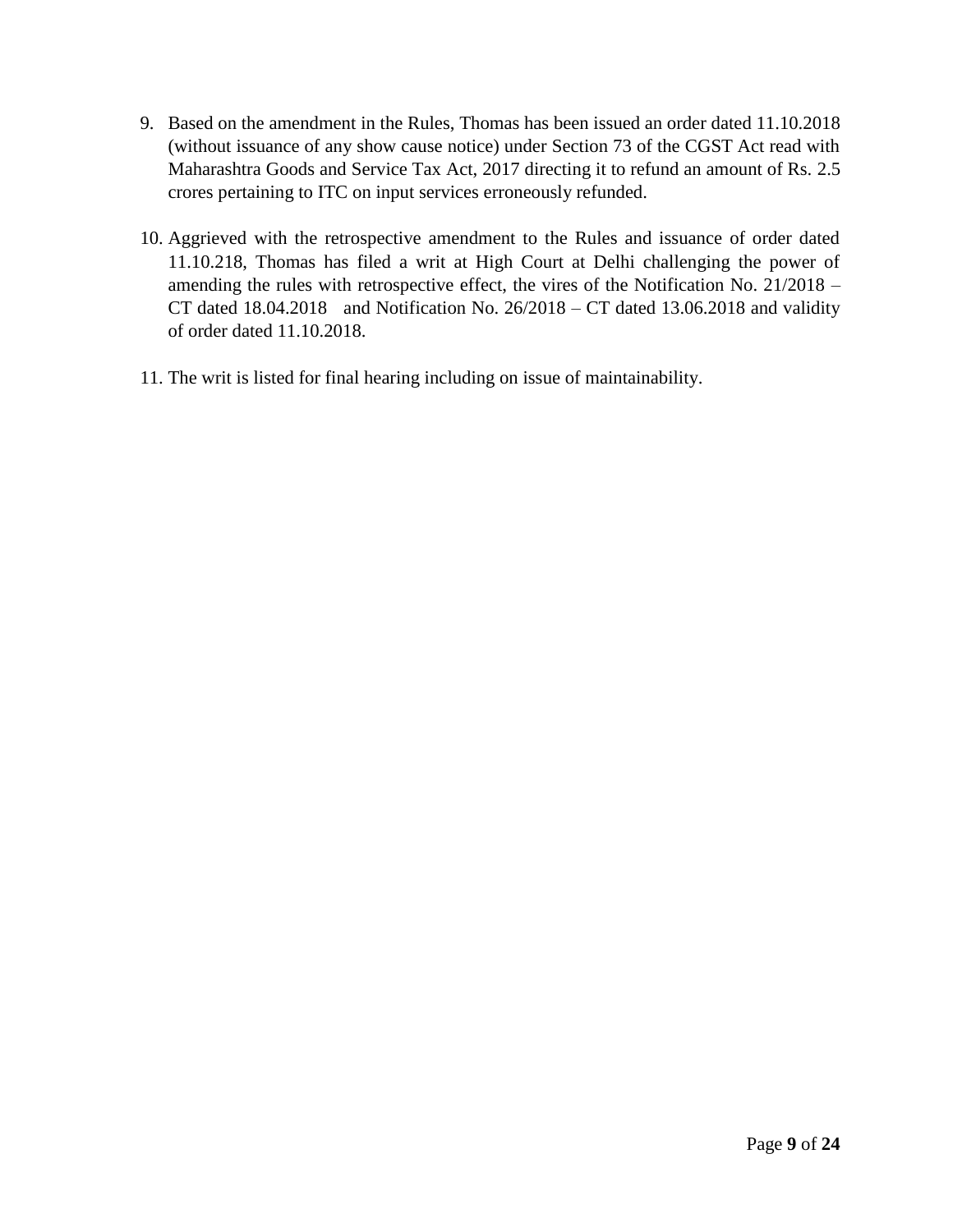9. Based on the amendment in the Rules, Thomas has been issued an order dated 11.10.2018 (without issuance of any show cause notice) under Section 73 of the CGST Act read with Maharashtra Goods and Service Tax Act, 2017 directing it to refund an amount of Rs. 2.5 crores pertaining to ITC on input services erroneously refunded.

10. Aggrieved with the retrospective amendment to the Rules and issuance of order dated 11.10.218, Thomas has filed a writ at High Court at Delhi challenging the power of amending the rules with retrospective effect, the vires of the Notification No. 21/2018 – CT dated 18.04.2018 and Notification No. 26/2018 – CT dated 13.06.2018 and validity of order dated 11.10.2018.

11. The writ is listed for final hearing including on issue of maintainability.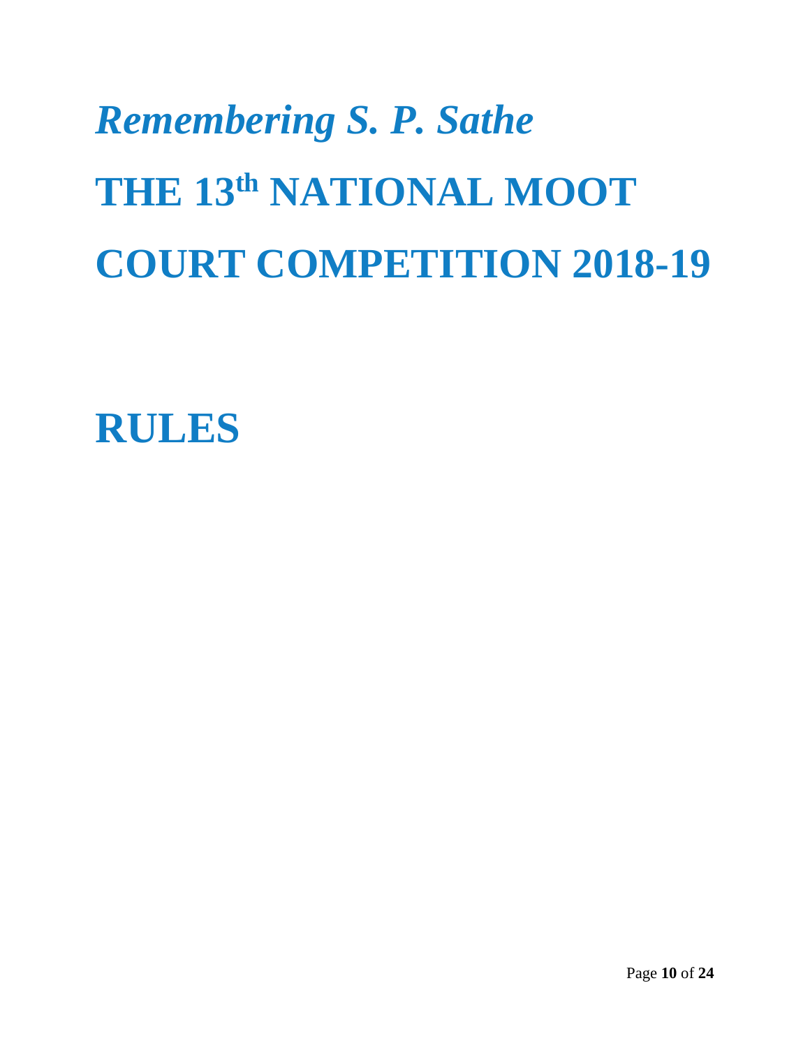# *Remembering S. P. Sathe*

# THE 13th NATIONAL MOOT COURT COMPETITION 2018-19

# RULES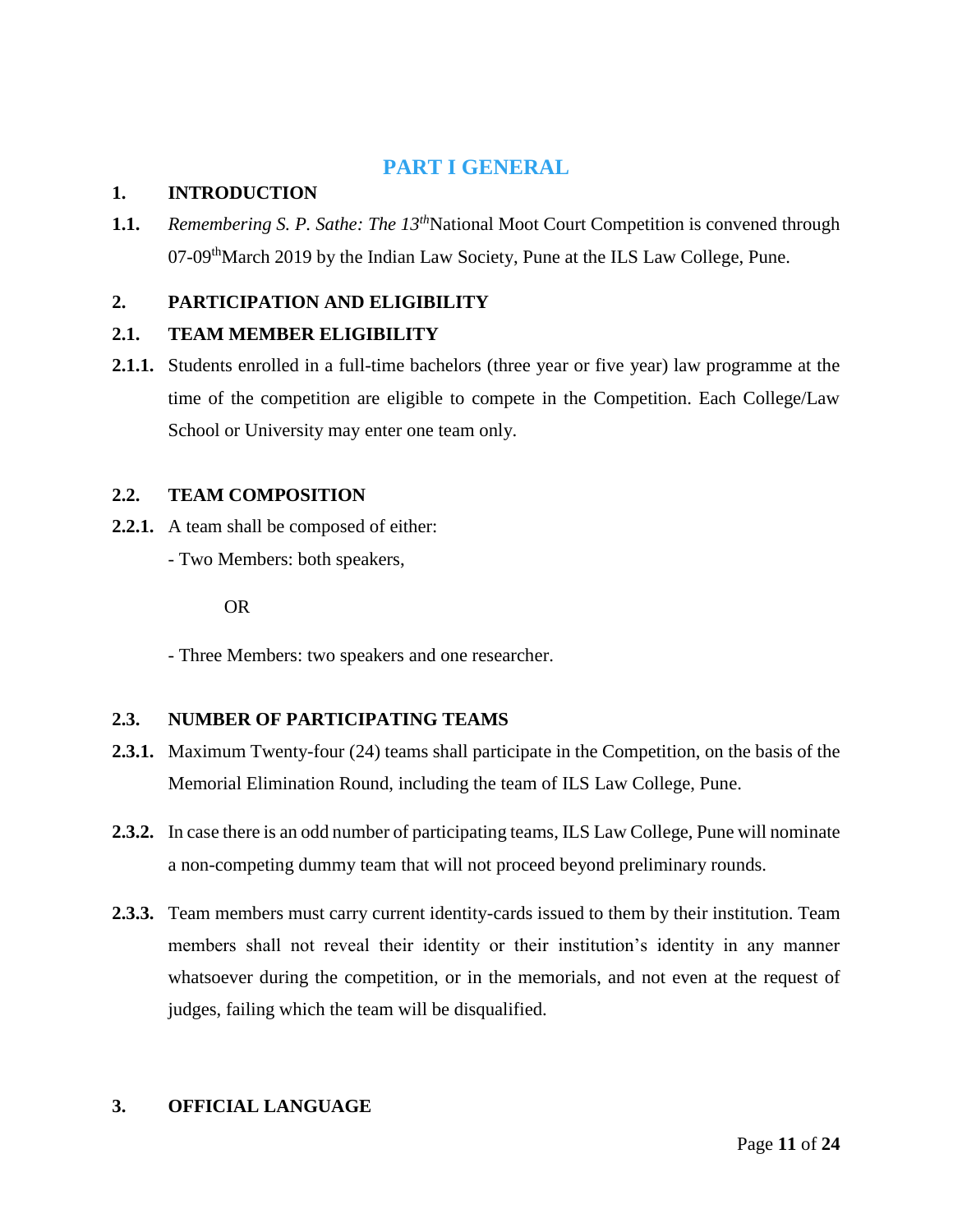# PART I GENERAL

## 1. INTRODUCTION

**1.1.** *Remembering S. P. Sathe: The 13th* National Moot Court Competition is convened through 07-09th March 2019 by the Indian Law Society, Pune at the ILS Law College, Pune.

## 2. PARTICIPATION AND ELIGIBILITY

### 2.1. TEAM MEMBER ELIGIBILITY

**2.1.1.** Students enrolled in a full-time bachelors (three year or five year) law programme at the time of the competition are eligible to compete in the Competition. Each College/Law School or University may enter one team only.

### 2.2. TEAM COMPOSITION

**2.2.1.** A team shall be composed of either:

- Two Members: both speakers,

OR

- Three Members: two speakers and one researcher.

### 2.3. NUMBER OF PARTICIPATING TEAMS

**2.3.1.** Maximum Twenty-four (24) teams shall participate in the Competition, on the basis of the Memorial Elimination Round, including the team of ILS Law College, Pune.

**2.3.2.** In case there is an odd number of participating teams, ILS Law College, Pune will nominate a non-competing dummy team that will not proceed beyond preliminary rounds.

**2.3.3.** Team members must carry current identity-cards issued to them by their institution. Team members shall not reveal their identity or their institution's identity in any manner whatsoever during the competition, or in the memorials, and not even at the request of judges, failing which the team will be disqualified.

## 3. OFFICIAL LANGUAGE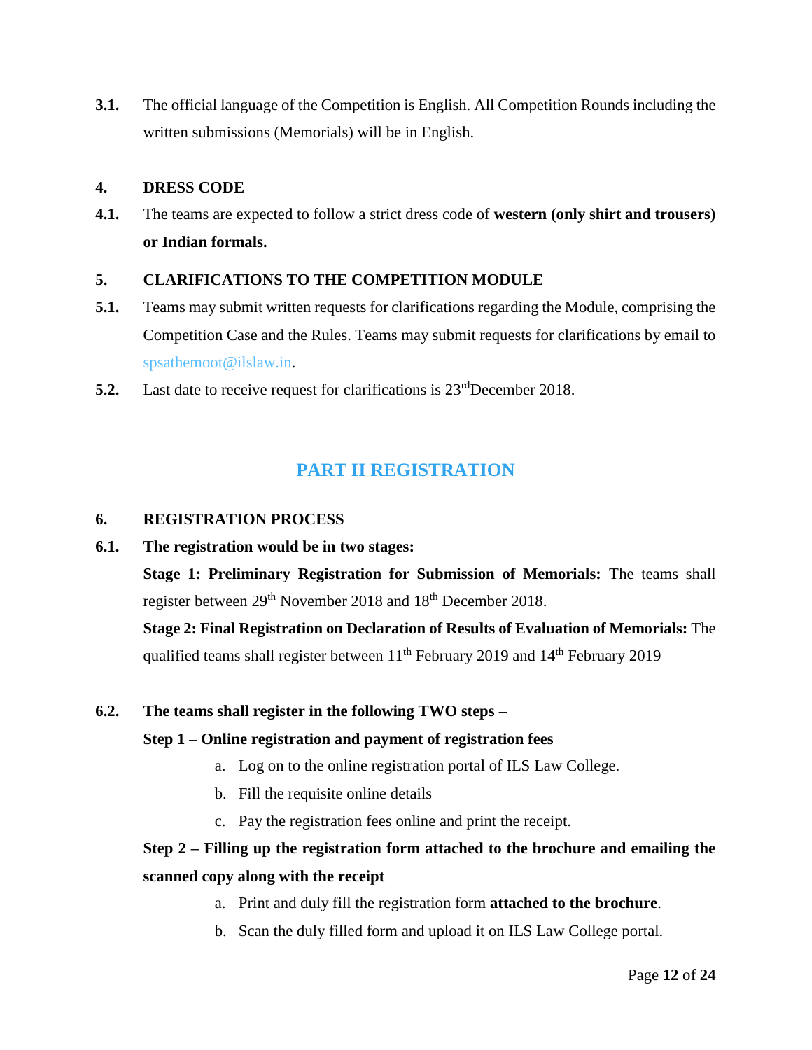**3.1.** The official language of the Competition is English. All Competition Rounds including the written submissions (Memorials) will be in English.

## 4. DRESS CODE

**4.1.** The teams are expected to follow a strict dress code of **western (only shirt and trousers) or Indian formals.**

## 5. CLARIFICATIONS TO THE COMPETITION MODULE

**5.1.** Teams may submit written requests for clarifications regarding the Module, comprising the Competition Case and the Rules. Teams may submit requests for clarifications by email to spsathemoot@ilslaw.in.

**5.2.** Last date to receive request for clarifications is 23rd December 2018.

# PART II REGISTRATION

## 6. REGISTRATION PROCESS

**6.1. The registration would be in two stages:**

**Stage 1: Preliminary Registration for Submission of Memorials:** The teams shall register between 29th November 2018 and 18th December 2018.

**Stage 2: Final Registration on Declaration of Results of Evaluation of Memorials:** The qualified teams shall register between 11th February 2019 and 14th February 2019

**6.2. The teams shall register in the following TWO steps –**

**Step 1 – Online registration and payment of registration fees**

a. Log on to the online registration portal of ILS Law College.
b. Fill the requisite online details
c. Pay the registration fees online and print the receipt.

**Step 2 – Filling up the registration form attached to the brochure and emailing the scanned copy along with the receipt**

a. Print and duly fill the registration form **attached to the brochure**.
b. Scan the duly filled form and upload it on ILS Law College portal.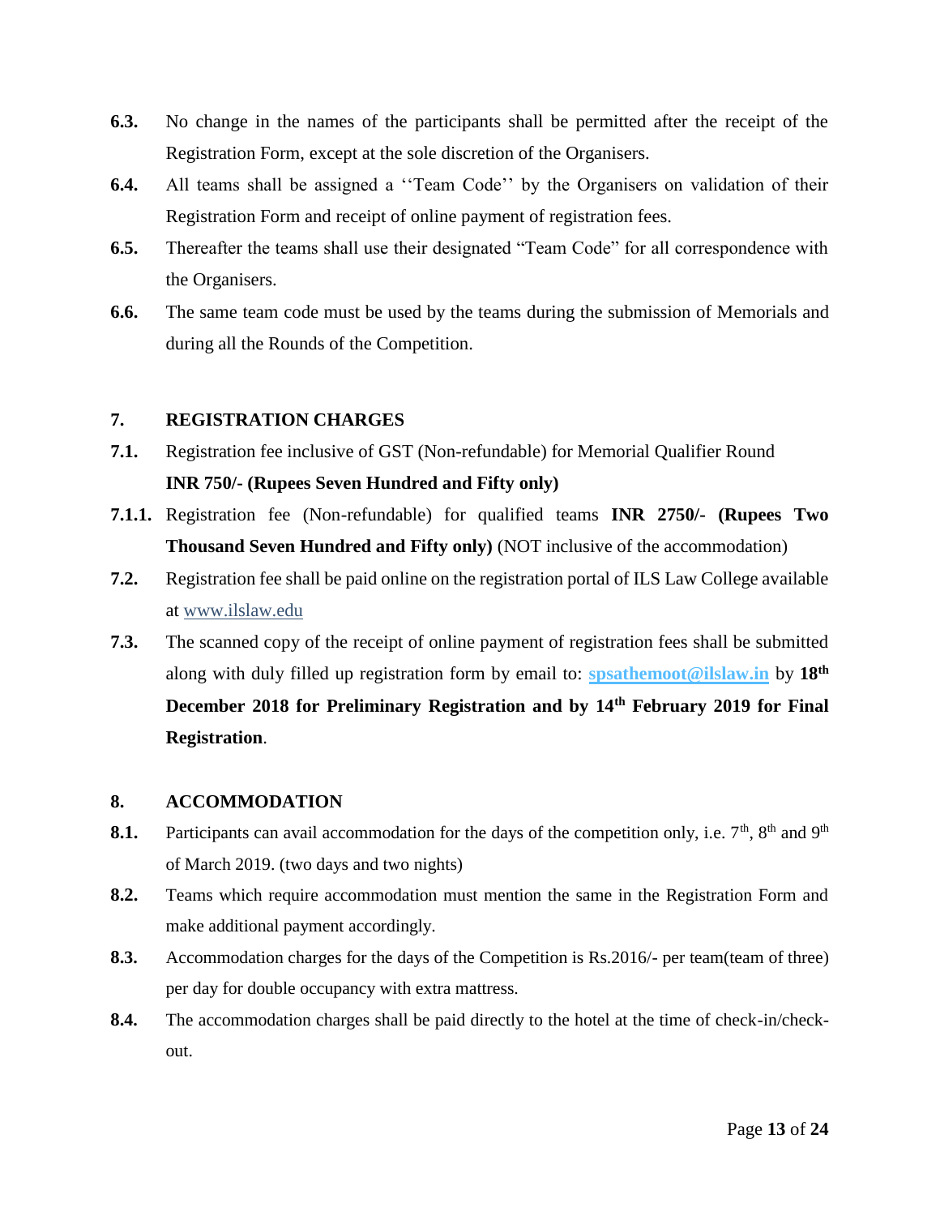**6.3.** No change in the names of the participants shall be permitted after the receipt of the Registration Form, except at the sole discretion of the Organisers.

**6.4.** All teams shall be assigned a ''Team Code'' by the Organisers on validation of their Registration Form and receipt of online payment of registration fees.

**6.5.** Thereafter the teams shall use their designated "Team Code" for all correspondence with the Organisers.

**6.6.** The same team code must be used by the teams during the submission of Memorials and during all the Rounds of the Competition.

## 7. REGISTRATION CHARGES

**7.1.** Registration fee inclusive of GST (Non-refundable) for Memorial Qualifier Round **INR 750/- (Rupees Seven Hundred and Fifty only)**

**7.1.1.** Registration fee (Non-refundable) for qualified teams **INR 2750/- (Rupees Two Thousand Seven Hundred and Fifty only)** (NOT inclusive of the accommodation)

**7.2.** Registration fee shall be paid online on the registration portal of ILS Law College available at www.ilslaw.edu

**7.3.** The scanned copy of the receipt of online payment of registration fees shall be submitted along with duly filled up registration form by email to: **spsathemoot@ilslaw.in** by **18th December 2018 for Preliminary Registration and by 14th February 2019 for Final Registration**.

## 8. ACCOMMODATION

**8.1.** Participants can avail accommodation for the days of the competition only, i.e. 7th, 8th and 9th of March 2019. (two days and two nights)

**8.2.** Teams which require accommodation must mention the same in the Registration Form and make additional payment accordingly.

**8.3.** Accommodation charges for the days of the Competition is Rs.2016/- per team(team of three) per day for double occupancy with extra mattress.

**8.4.** The accommodation charges shall be paid directly to the hotel at the time of check-in/check-out.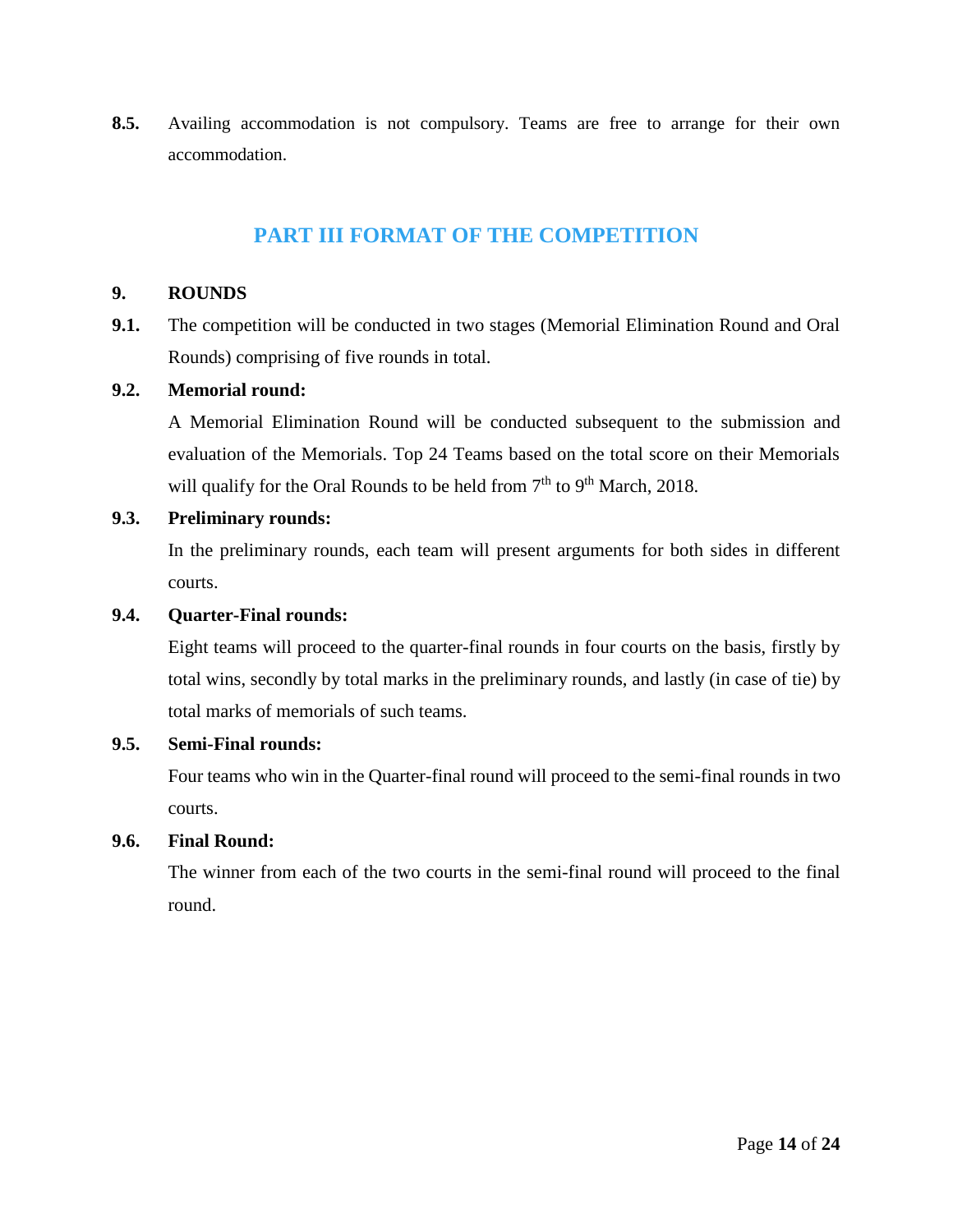**8.5.** Availing accommodation is not compulsory. Teams are free to arrange for their own accommodation.

## PART III FORMAT OF THE COMPETITION

**9. ROUNDS**

**9.1.** The competition will be conducted in two stages (Memorial Elimination Round and Oral Rounds) comprising of five rounds in total.

**9.2. Memorial round:**

A Memorial Elimination Round will be conducted subsequent to the submission and evaluation of the Memorials. Top 24 Teams based on the total score on their Memorials will qualify for the Oral Rounds to be held from 7th to 9th March, 2018.

**9.3. Preliminary rounds:**

In the preliminary rounds, each team will present arguments for both sides in different courts.

**9.4. Quarter-Final rounds:**

Eight teams will proceed to the quarter-final rounds in four courts on the basis, firstly by total wins, secondly by total marks in the preliminary rounds, and lastly (in case of tie) by total marks of memorials of such teams.

**9.5. Semi-Final rounds:**

Four teams who win in the Quarter-final round will proceed to the semi-final rounds in two courts.

**9.6. Final Round:**

The winner from each of the two courts in the semi-final round will proceed to the final round.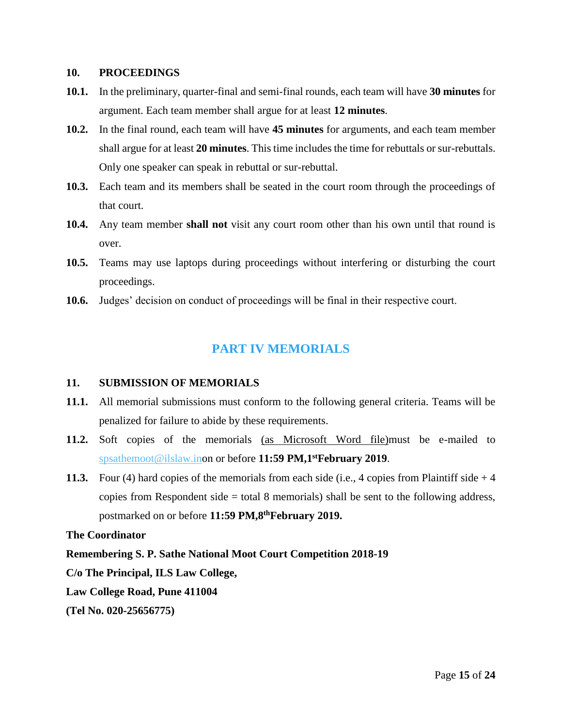**10. PROCEEDINGS**

**10.1.** In the preliminary, quarter-final and semi-final rounds, each team will have **30 minutes** for argument. Each team member shall argue for at least **12 minutes**.

**10.2.** In the final round, each team will have **45 minutes** for arguments, and each team member shall argue for at least **20 minutes**. This time includes the time for rebuttals or sur-rebuttals. Only one speaker can speak in rebuttal or sur-rebuttal.

**10.3.** Each team and its members shall be seated in the court room through the proceedings of that court.

**10.4.** Any team member **shall not** visit any court room other than his own until that round is over.

**10.5.** Teams may use laptops during proceedings without interfering or disturbing the court proceedings.

**10.6.** Judges' decision on conduct of proceedings will be final in their respective court.

## PART IV MEMORIALS

**11. SUBMISSION OF MEMORIALS**

**11.1.** All memorial submissions must conform to the following general criteria. Teams will be penalized for failure to abide by these requirements.

**11.2.** Soft copies of the memorials (as Microsoft Word file)must be e-mailed to spsathemoot@ilslaw.inon or before **11:59 PM,1st February 2019**.

**11.3.** Four (4) hard copies of the memorials from each side (i.e., 4 copies from Plaintiff side + 4 copies from Respondent side = total 8 memorials) shall be sent to the following address, postmarked on or before **11:59 PM,8th February 2019.**

**The Coordinator**

**Remembering S. P. Sathe National Moot Court Competition 2018-19**

**C/o The Principal, ILS Law College,**

**Law College Road, Pune 411004**

**(Tel No. 020-25656775)**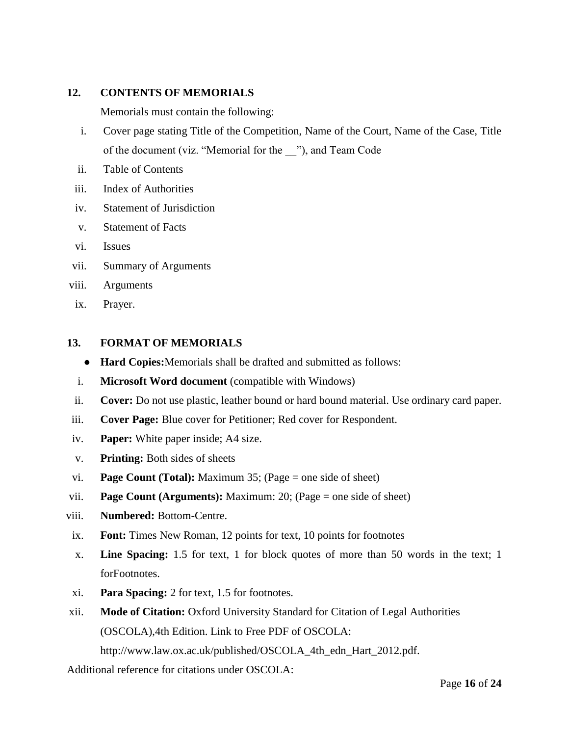## 12. CONTENTS OF MEMORIALS

Memorials must contain the following:

i. Cover page stating Title of the Competition, Name of the Court, Name of the Case, Title of the document (viz. "Memorial for the __"), and Team Code
ii. Table of Contents
iii. Index of Authorities
iv. Statement of Jurisdiction
v. Statement of Facts
vi. Issues
vii. Summary of Arguments
viii. Arguments
ix. Prayer.

## 13. FORMAT OF MEMORIALS

- **Hard Copies:**Memorials shall be drafted and submitted as follows:

i. **Microsoft Word document** (compatible with Windows)
ii. **Cover:** Do not use plastic, leather bound or hard bound material. Use ordinary card paper.
iii. **Cover Page:** Blue cover for Petitioner; Red cover for Respondent.
iv. **Paper:** White paper inside; A4 size.
v. **Printing:** Both sides of sheets
vi. **Page Count (Total):** Maximum 35; (Page = one side of sheet)
vii. **Page Count (Arguments):** Maximum: 20; (Page = one side of sheet)
viii. **Numbered:** Bottom-Centre.
ix. **Font:** Times New Roman, 12 points for text, 10 points for footnotes
x. **Line Spacing:** 1.5 for text, 1 for block quotes of more than 50 words in the text; 1 forFootnotes.
xi. **Para Spacing:** 2 for text, 1.5 for footnotes.
xii. **Mode of Citation:** Oxford University Standard for Citation of Legal Authorities (OSCOLA),4th Edition. Link to Free PDF of OSCOLA: http://www.law.ox.ac.uk/published/OSCOLA_4th_edn_Hart_2012.pdf.

Additional reference for citations under OSCOLA: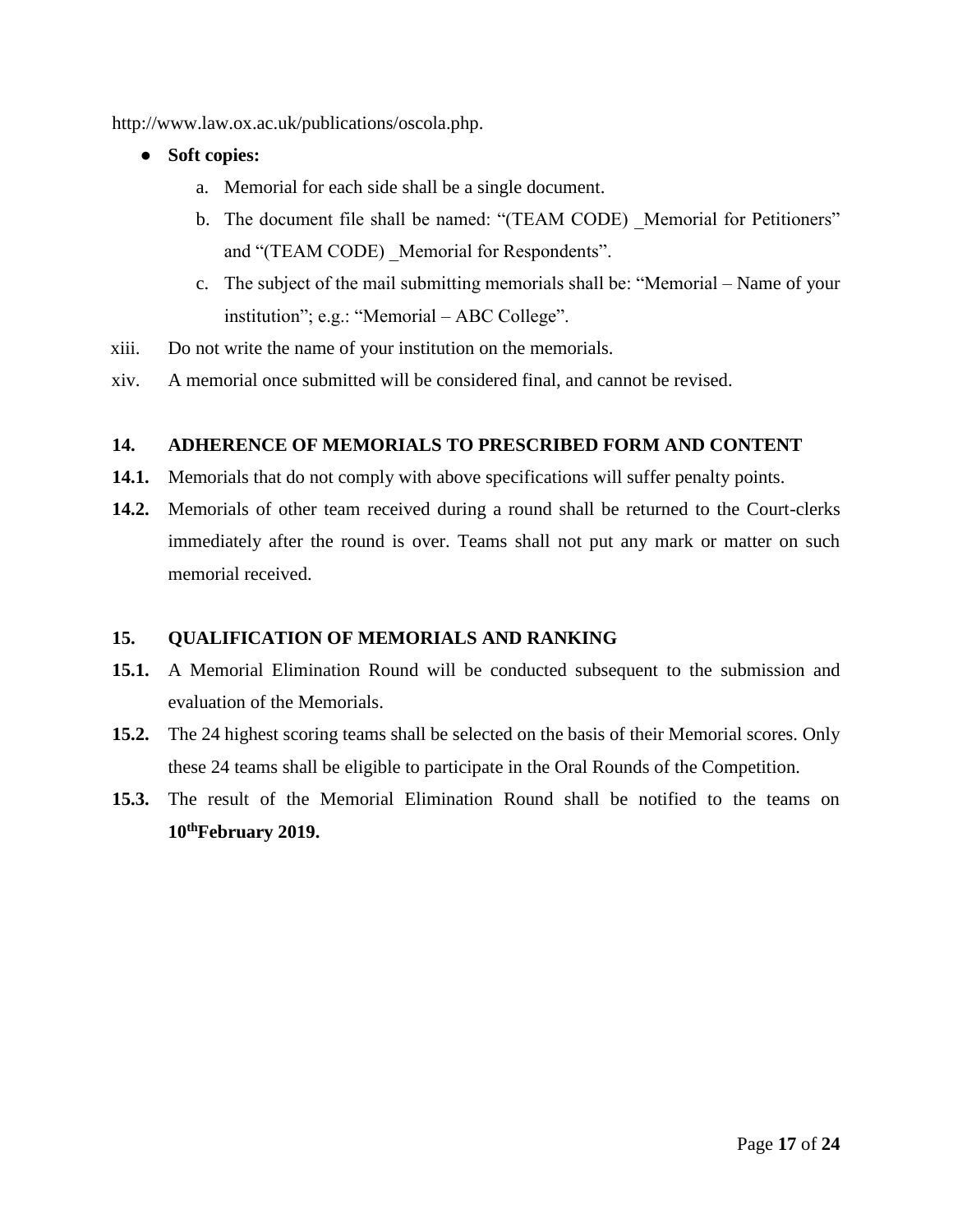http://www.law.ox.ac.uk/publications/oscola.php.

- **Soft copies:**
    a. Memorial for each side shall be a single document.
    b. The document file shall be named: "(TEAM CODE) _Memorial for Petitioners" and "(TEAM CODE) _Memorial for Respondents".
    c. The subject of the mail submitting memorials shall be: "Memorial – Name of your institution"; e.g.: "Memorial – ABC College".

xiii. Do not write the name of your institution on the memorials.

xiv. A memorial once submitted will be considered final, and cannot be revised.

**14. ADHERENCE OF MEMORIALS TO PRESCRIBED FORM AND CONTENT**

**14.1.** Memorials that do not comply with above specifications will suffer penalty points.

**14.2.** Memorials of other team received during a round shall be returned to the Court-clerks immediately after the round is over. Teams shall not put any mark or matter on such memorial received.

**15. QUALIFICATION OF MEMORIALS AND RANKING**

**15.1.** A Memorial Elimination Round will be conducted subsequent to the submission and evaluation of the Memorials.

**15.2.** The 24 highest scoring teams shall be selected on the basis of their Memorial scores. Only these 24 teams shall be eligible to participate in the Oral Rounds of the Competition.

**15.3.** The result of the Memorial Elimination Round shall be notified to the teams on **10th February 2019.**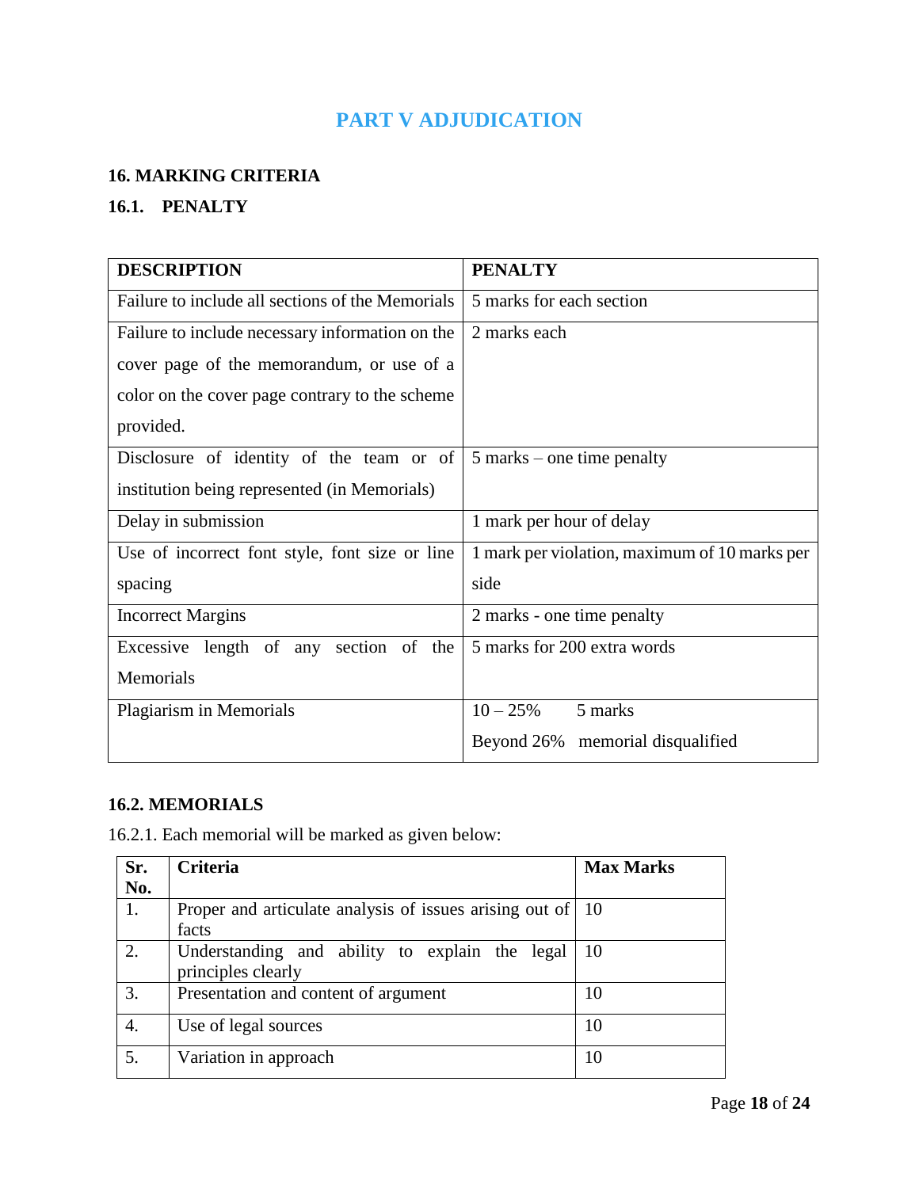# PART V ADJUDICATION

## 16. MARKING CRITERIA

### 16.1. PENALTY

| DESCRIPTION | PENALTY |
| --- | --- |
| Failure to include all sections of the Memorials | 5 marks for each section |
| Failure to include necessary information on the cover page of the memorandum, or use of a color on the cover page contrary to the scheme provided. | 2 marks each |
| Disclosure of identity of the team or of institution being represented (in Memorials) | 5 marks – one time penalty |
| Delay in submission | 1 mark per hour of delay |
| Use of incorrect font style, font size or line spacing | 1 mark per violation, maximum of 10 marks per side |
| Incorrect Margins | 2 marks - one time penalty |
| Excessive length of any section of the Memorials | 5 marks for 200 extra words |
| Plagiarism in Memorials | 10 – 25% 5 marks<br>Beyond 26% memorial disqualified |

### 16.2. MEMORIALS

16.2.1. Each memorial will be marked as given below:

| Sr. No. | Criteria | Max Marks |
| --- | --- | --- |
| 1. | Proper and articulate analysis of issues arising out of facts | 10 |
| 2. | Understanding and ability to explain the legal principles clearly | 10 |
| 3. | Presentation and content of argument | 10 |
| 4. | Use of legal sources | 10 |
| 5. | Variation in approach | 10 |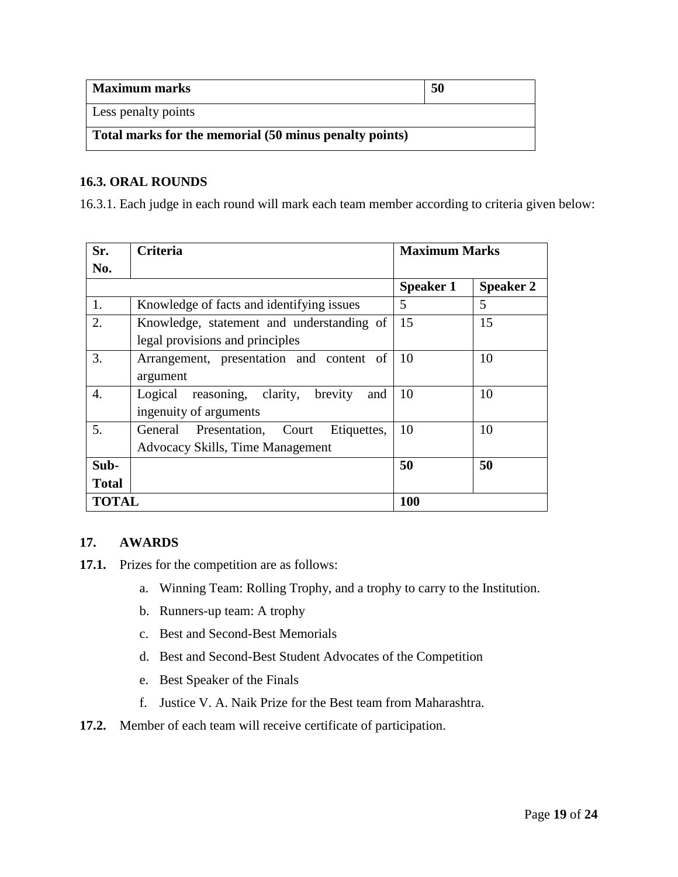| **Maximum marks** | **50** |
|---|---|
| Less penalty points | |
| **Total marks for the memorial (50 minus penalty points)** | |

### 16.3. ORAL ROUNDS

16.3.1. Each judge in each round will mark each team member according to criteria given below:

| **Sr. No.** | **Criteria** | **Maximum Marks** | |
|---|---|---|---|
| | | **Speaker 1** | **Speaker 2** |
| 1. | Knowledge of facts and identifying issues | 5 | 5 |
| 2. | Knowledge, statement and understanding of legal provisions and principles | 15 | 15 |
| 3. | Arrangement, presentation and content of argument | 10 | 10 |
| 4. | Logical reasoning, clarity, brevity and ingenuity of arguments | 10 | 10 |
| 5. | General Presentation, Court Etiquettes, Advocacy Skills, Time Management | 10 | 10 |
| **Sub-Total** | | **50** | **50** |
| **TOTAL** | | **100** | |

## 17. AWARDS

**17.1.** Prizes for the competition are as follows:

a. Winning Team: Rolling Trophy, and a trophy to carry to the Institution.

b. Runners-up team: A trophy

c. Best and Second-Best Memorials

d. Best and Second-Best Student Advocates of the Competition

e. Best Speaker of the Finals

f. Justice V. A. Naik Prize for the Best team from Maharashtra.

**17.2.** Member of each team will receive certificate of participation.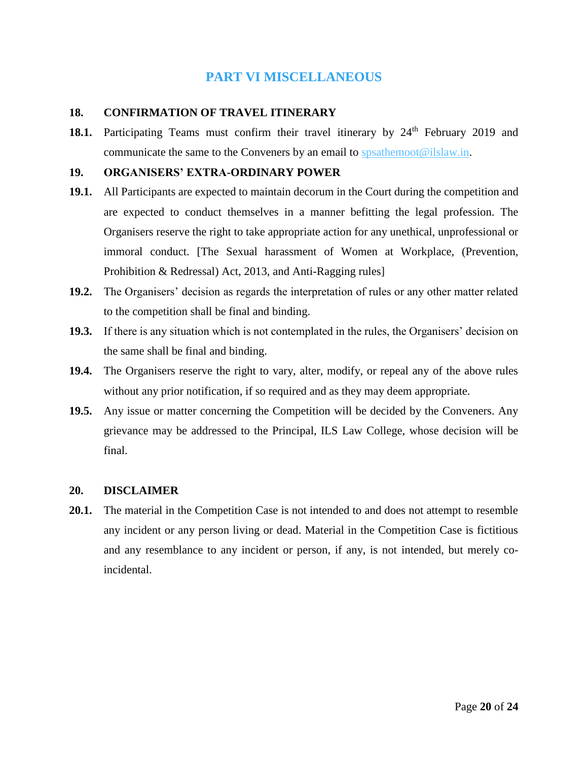# PART VI MISCELLANEOUS

### 18. CONFIRMATION OF TRAVEL ITINERARY

**18.1.** Participating Teams must confirm their travel itinerary by 24th February 2019 and communicate the same to the Conveners by an email to spsathemoot@ilslaw.in.

### 19. ORGANISERS' EXTRA-ORDINARY POWER

**19.1.** All Participants are expected to maintain decorum in the Court during the competition and are expected to conduct themselves in a manner befitting the legal profession. The Organisers reserve the right to take appropriate action for any unethical, unprofessional or immoral conduct. [The Sexual harassment of Women at Workplace, (Prevention, Prohibition & Redressal) Act, 2013, and Anti-Ragging rules]

**19.2.** The Organisers' decision as regards the interpretation of rules or any other matter related to the competition shall be final and binding.

**19.3.** If there is any situation which is not contemplated in the rules, the Organisers' decision on the same shall be final and binding.

**19.4.** The Organisers reserve the right to vary, alter, modify, or repeal any of the above rules without any prior notification, if so required and as they may deem appropriate.

**19.5.** Any issue or matter concerning the Competition will be decided by the Conveners. Any grievance may be addressed to the Principal, ILS Law College, whose decision will be final.

### 20. DISCLAIMER

**20.1.** The material in the Competition Case is not intended to and does not attempt to resemble any incident or any person living or dead. Material in the Competition Case is fictitious and any resemblance to any incident or person, if any, is not intended, but merely co-incidental.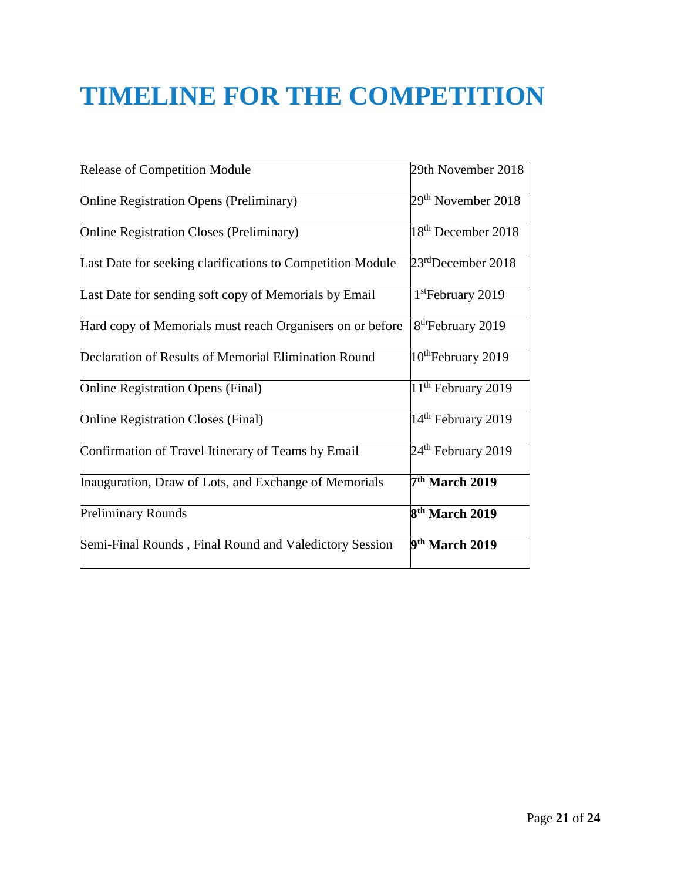# TIMELINE FOR THE COMPETITION

| | |
|---|---|
| Release of Competition Module | 29th November 2018 |
| Online Registration Opens (Preliminary) | 29th November 2018 |
| Online Registration Closes (Preliminary) | 18th December 2018 |
| Last Date for seeking clarifications to Competition Module | 23rd December 2018 |
| Last Date for sending soft copy of Memorials by Email | 1st February 2019 |
| Hard copy of Memorials must reach Organisers on or before | 8th February 2019 |
| Declaration of Results of Memorial Elimination Round | 10th February 2019 |
| Online Registration Opens (Final) | 11th February 2019 |
| Online Registration Closes (Final) | 14th February 2019 |
| Confirmation of Travel Itinerary of Teams by Email | 24th February 2019 |
| Inauguration, Draw of Lots, and Exchange of Memorials | **7th March 2019** |
| Preliminary Rounds | **8th March 2019** |
| Semi-Final Rounds , Final Round and Valedictory Session | **9th March 2019** |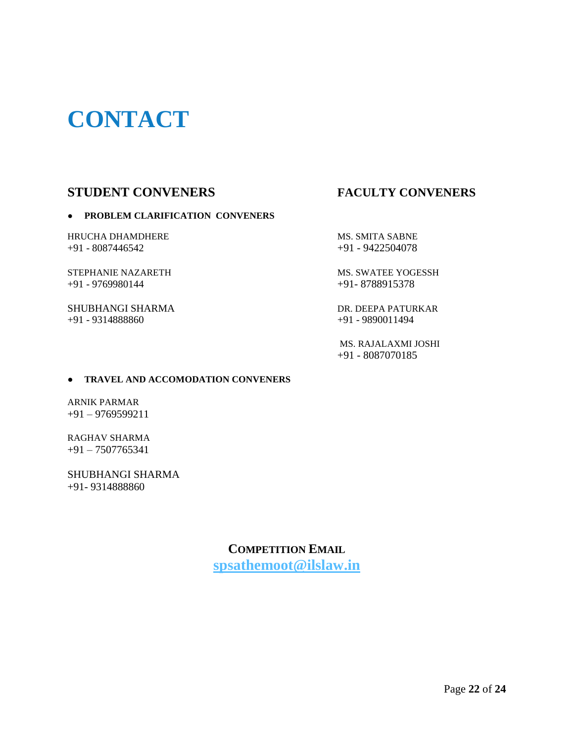# CONTACT

## STUDENT CONVENERS

- **PROBLEM CLARIFICATION CONVENERS**

HRUCHA DHAMDHERE
+91 - 8087446542

STEPHANIE NAZARETH
+91 - 9769980144

SHUBHANGI SHARMA
+91 - 9314888860

- **TRAVEL AND ACCOMODATION CONVENERS**

ARNIK PARMAR
+91 – 9769599211

RAGHAV SHARMA
+91 – 7507765341

SHUBHANGI SHARMA
+91- 9314888860

## FACULTY CONVENERS

MS. SMITA SABNE
+91 - 9422504078

MS. SWATEE YOGESSH
+91- 8788915378

DR. DEEPA PATURKAR
+91 - 9890011494

MS. RAJALAXMI JOSHI
+91 - 8087070185

**COMPETITION EMAIL**

**spsathemoot@ilslaw.in**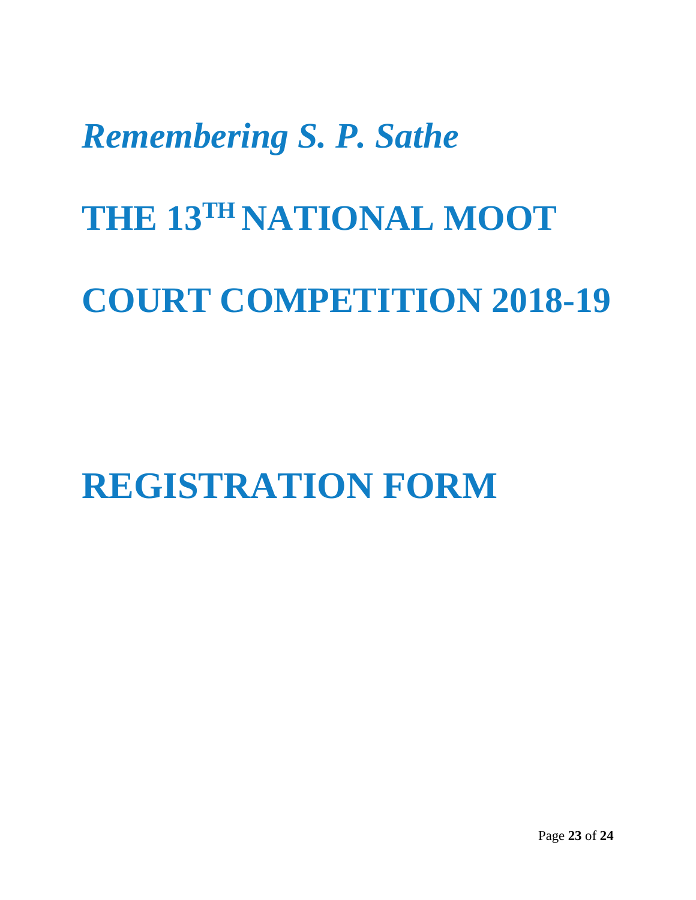*Remembering S. P. Sathe*

# THE 13TH NATIONAL MOOT COURT COMPETITION 2018-19

# REGISTRATION FORM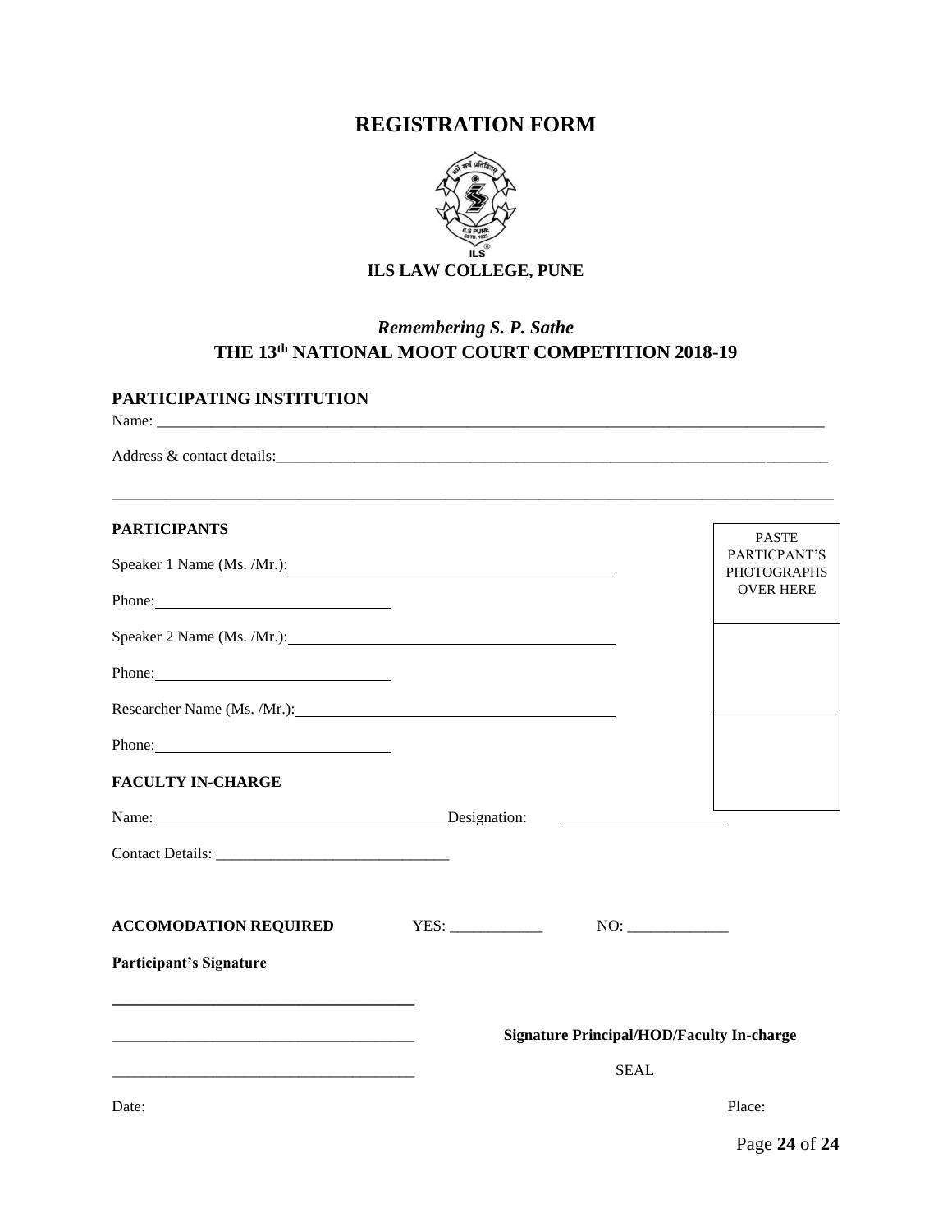# REGISTRATION FORM

**ILS LAW COLLEGE, PUNE**

***Remembering S. P. Sathe***

**THE 13th NATIONAL MOOT COURT COMPETITION 2018-19**

**PARTICIPATING INSTITUTION**

Name: ______________________________________________________________________________

Address & contact details:______________________________________________________________

________________________________________________________________________________

**PARTICIPANTS**

PASTE PARTICPANT'S PHOTOGRAPHS OVER HERE

Speaker 1 Name (Ms. /Mr.): ________________________________________

Phone: ______________________________

Speaker 2 Name (Ms. /Mr.): ________________________________________

Phone: ______________________________

Researcher Name (Ms. /Mr.): ________________________________________

Phone: ______________________________

**FACULTY IN-CHARGE**

Name: ____________________________________ Designation: ____________________

Contact Details: ______________________________

**ACCOMODATION REQUIRED** YES: ____________ NO: _____________

**Participant's Signature**

______________________________________

______________________________________ **Signature Principal/HOD/Faculty In-charge**

______________________________________ SEAL

Date: Place: